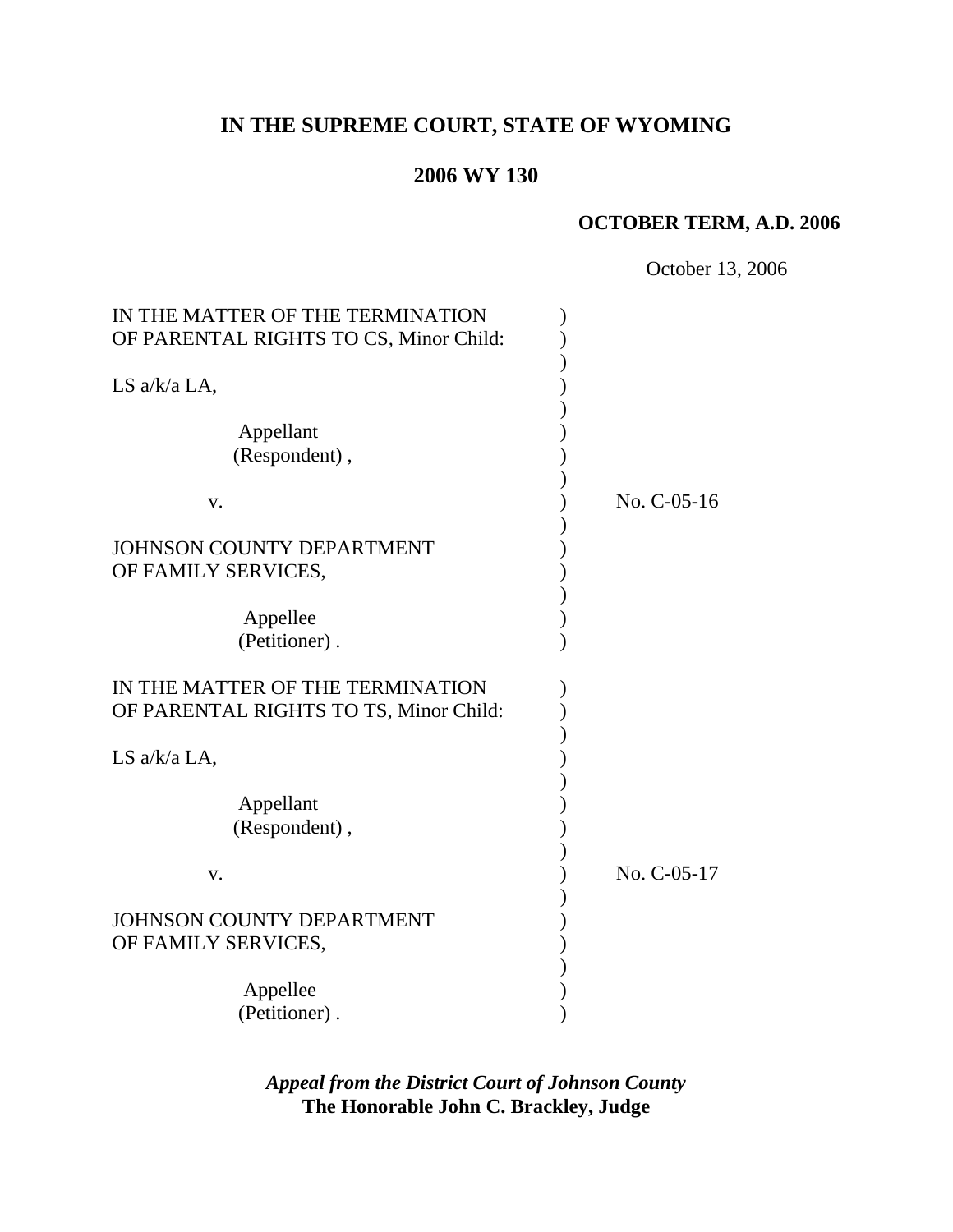# IN THE SUPREME COURT, STATE OF WYOMING

## 2006 WY 130

**OCTOBER TERM, A.D. 2006**

October 13, 2006

IN THE MATTER OF THE TERMINATION OF PARENTAL RIGHTS TO CS, Minor Child:

LS a/k/a LA,

Appellant (Respondent),

v.

JOHNSON COUNTY DEPARTMENT OF FAMILY SERVICES,

Appellee (Petitioner).

No. C-05-16

IN THE MATTER OF THE TERMINATION OF PARENTAL RIGHTS TO TS, Minor Child:

LS a/k/a LA,

Appellant (Respondent),

v.

JOHNSON COUNTY DEPARTMENT OF FAMILY SERVICES,

Appellee (Petitioner).

No. C-05-17

***Appeal from the District Court of Johnson County***
**The Honorable John C. Brackley, Judge**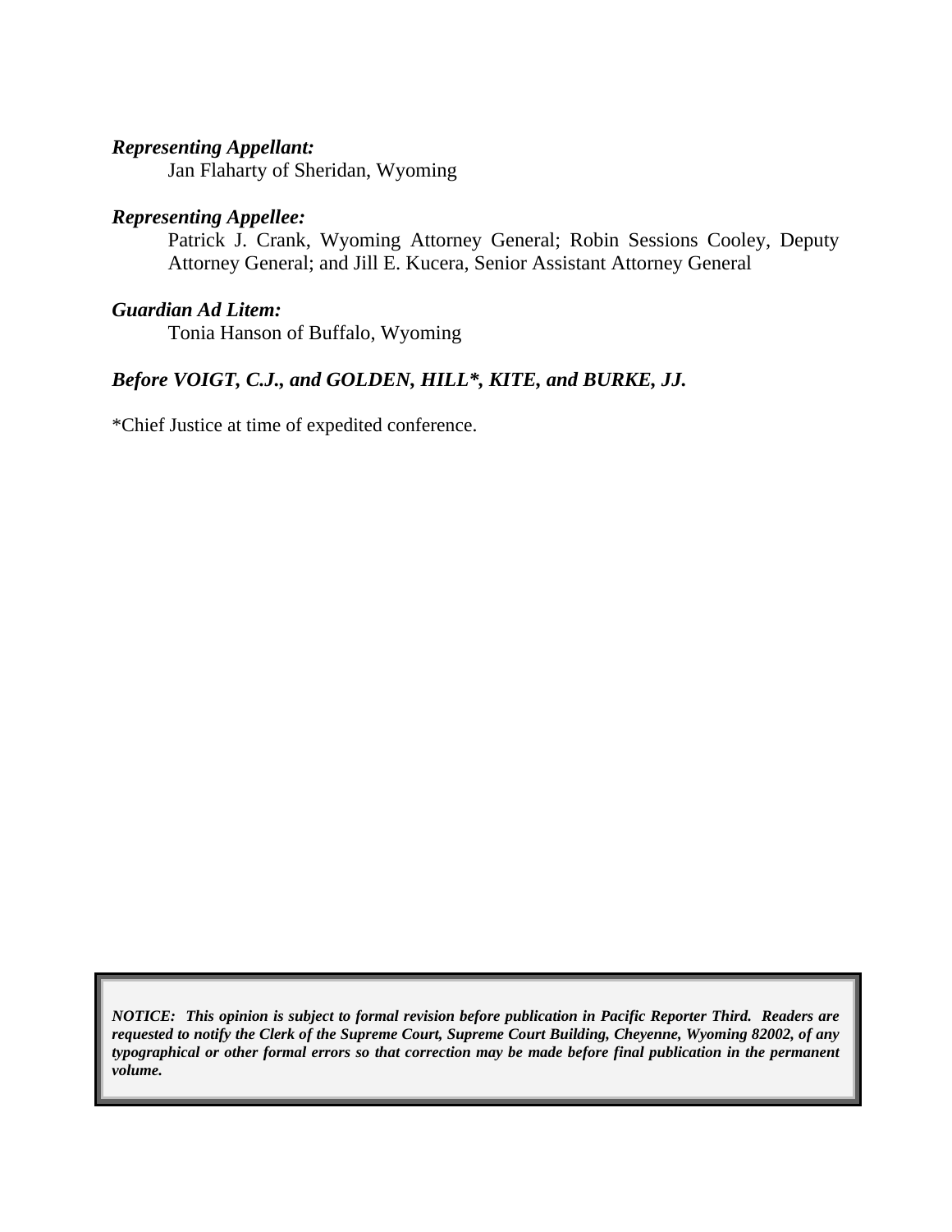***Representing Appellant:***

Jan Flaharty of Sheridan, Wyoming

***Representing Appellee:***

Patrick J. Crank, Wyoming Attorney General; Robin Sessions Cooley, Deputy Attorney General; and Jill E. Kucera, Senior Assistant Attorney General

***Guardian Ad Litem:***

Tonia Hanson of Buffalo, Wyoming

***Before VOIGT, C.J., and GOLDEN, HILL*, KITE, and BURKE, JJ.***

*Chief Justice at time of expedited conference.

***NOTICE: This opinion is subject to formal revision before publication in Pacific Reporter Third. Readers are requested to notify the Clerk of the Supreme Court, Supreme Court Building, Cheyenne, Wyoming 82002, of any typographical or other formal errors so that correction may be made before final publication in the permanent volume.***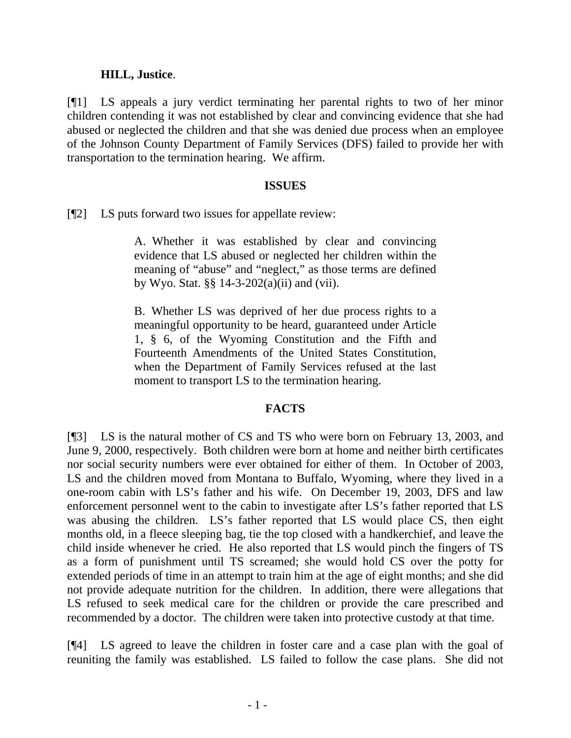**HILL, Justice**.

[¶1] LS appeals a jury verdict terminating her parental rights to two of her minor children contending it was not established by clear and convincing evidence that she had abused or neglected the children and that she was denied due process when an employee of the Johnson County Department of Family Services (DFS) failed to provide her with transportation to the termination hearing. We affirm.

**ISSUES**

[¶2] LS puts forward two issues for appellate review:

> A. Whether it was established by clear and convincing evidence that LS abused or neglected her children within the meaning of "abuse" and "neglect," as those terms are defined by Wyo. Stat. §§ 14-3-202(a)(ii) and (vii).
>
> B. Whether LS was deprived of her due process rights to a meaningful opportunity to be heard, guaranteed under Article 1, § 6, of the Wyoming Constitution and the Fifth and Fourteenth Amendments of the United States Constitution, when the Department of Family Services refused at the last moment to transport LS to the termination hearing.

**FACTS**

[¶3] LS is the natural mother of CS and TS who were born on February 13, 2003, and June 9, 2000, respectively. Both children were born at home and neither birth certificates nor social security numbers were ever obtained for either of them. In October of 2003, LS and the children moved from Montana to Buffalo, Wyoming, where they lived in a one-room cabin with LS's father and his wife. On December 19, 2003, DFS and law enforcement personnel went to the cabin to investigate after LS's father reported that LS was abusing the children. LS's father reported that LS would place CS, then eight months old, in a fleece sleeping bag, tie the top closed with a handkerchief, and leave the child inside whenever he cried. He also reported that LS would pinch the fingers of TS as a form of punishment until TS screamed; she would hold CS over the potty for extended periods of time in an attempt to train him at the age of eight months; and she did not provide adequate nutrition for the children. In addition, there were allegations that LS refused to seek medical care for the children or provide the care prescribed and recommended by a doctor. The children were taken into protective custody at that time.

[¶4] LS agreed to leave the children in foster care and a case plan with the goal of reuniting the family was established. LS failed to follow the case plans. She did not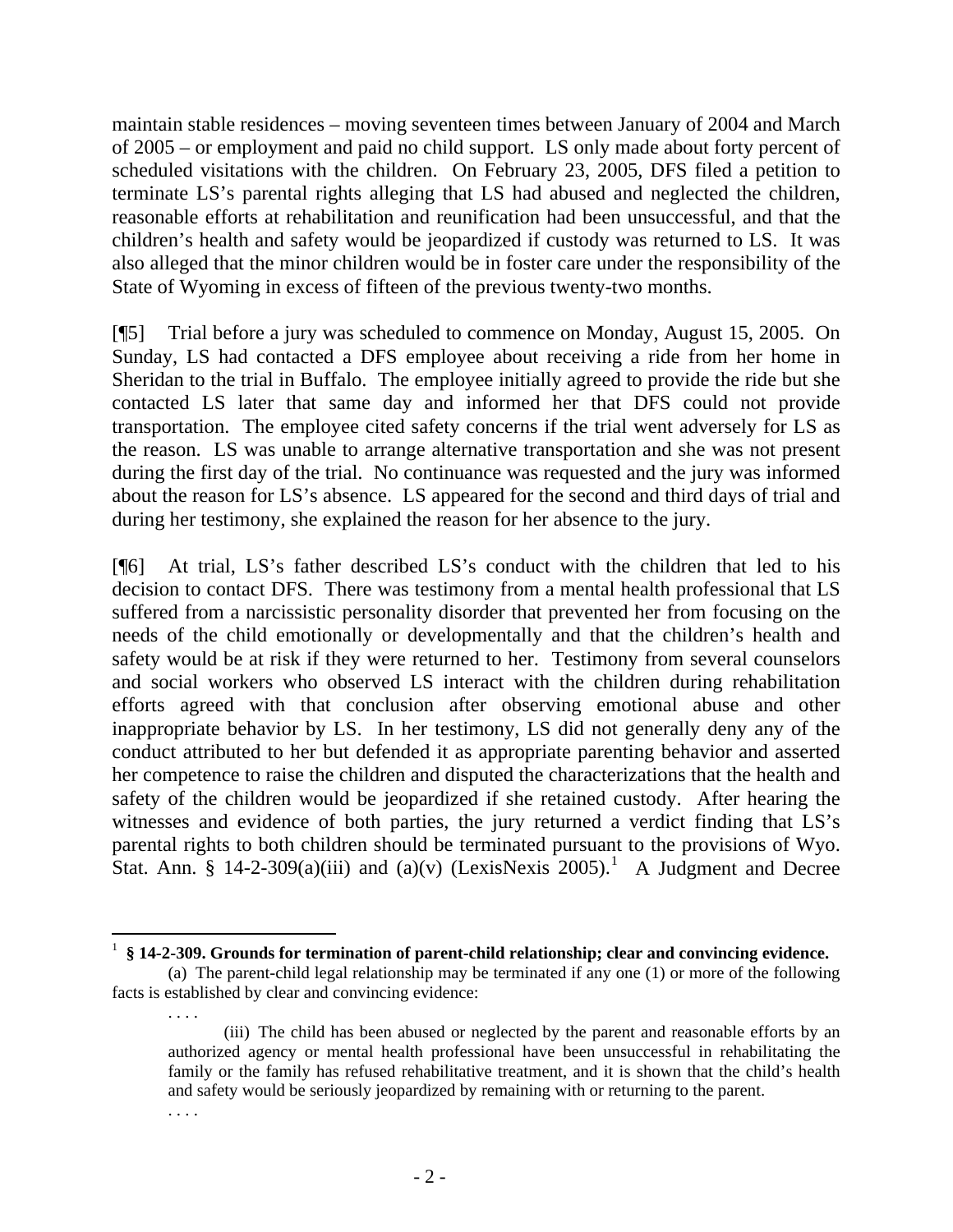maintain stable residences – moving seventeen times between January of 2004 and March of 2005 – or employment and paid no child support. LS only made about forty percent of scheduled visitations with the children. On February 23, 2005, DFS filed a petition to terminate LS's parental rights alleging that LS had abused and neglected the children, reasonable efforts at rehabilitation and reunification had been unsuccessful, and that the children's health and safety would be jeopardized if custody was returned to LS. It was also alleged that the minor children would be in foster care under the responsibility of the State of Wyoming in excess of fifteen of the previous twenty-two months.

[¶5] Trial before a jury was scheduled to commence on Monday, August 15, 2005. On Sunday, LS had contacted a DFS employee about receiving a ride from her home in Sheridan to the trial in Buffalo. The employee initially agreed to provide the ride but she contacted LS later that same day and informed her that DFS could not provide transportation. The employee cited safety concerns if the trial went adversely for LS as the reason. LS was unable to arrange alternative transportation and she was not present during the first day of the trial. No continuance was requested and the jury was informed about the reason for LS's absence. LS appeared for the second and third days of trial and during her testimony, she explained the reason for her absence to the jury.

[¶6] At trial, LS's father described LS's conduct with the children that led to his decision to contact DFS. There was testimony from a mental health professional that LS suffered from a narcissistic personality disorder that prevented her from focusing on the needs of the child emotionally or developmentally and that the children's health and safety would be at risk if they were returned to her. Testimony from several counselors and social workers who observed LS interact with the children during rehabilitation efforts agreed with that conclusion after observing emotional abuse and other inappropriate behavior by LS. In her testimony, LS did not generally deny any of the conduct attributed to her but defended it as appropriate parenting behavior and asserted her competence to raise the children and disputed the characterizations that the health and safety of the children would be jeopardized if she retained custody. After hearing the witnesses and evidence of both parties, the jury returned a verdict finding that LS's parental rights to both children should be terminated pursuant to the provisions of Wyo. Stat. Ann. § 14-2-309(a)(iii) and (a)(v) (LexisNexis 2005).[1] A Judgment and Decree

---

[1] **§ 14-2-309. Grounds for termination of parent-child relationship; clear and convincing evidence.**

(a) The parent-child legal relationship may be terminated if any one (1) or more of the following facts is established by clear and convincing evidence:

. . . .

(iii) The child has been abused or neglected by the parent and reasonable efforts by an authorized agency or mental health professional have been unsuccessful in rehabilitating the family or the family has refused rehabilitative treatment, and it is shown that the child's health and safety would be seriously jeopardized by remaining with or returning to the parent.

. . . .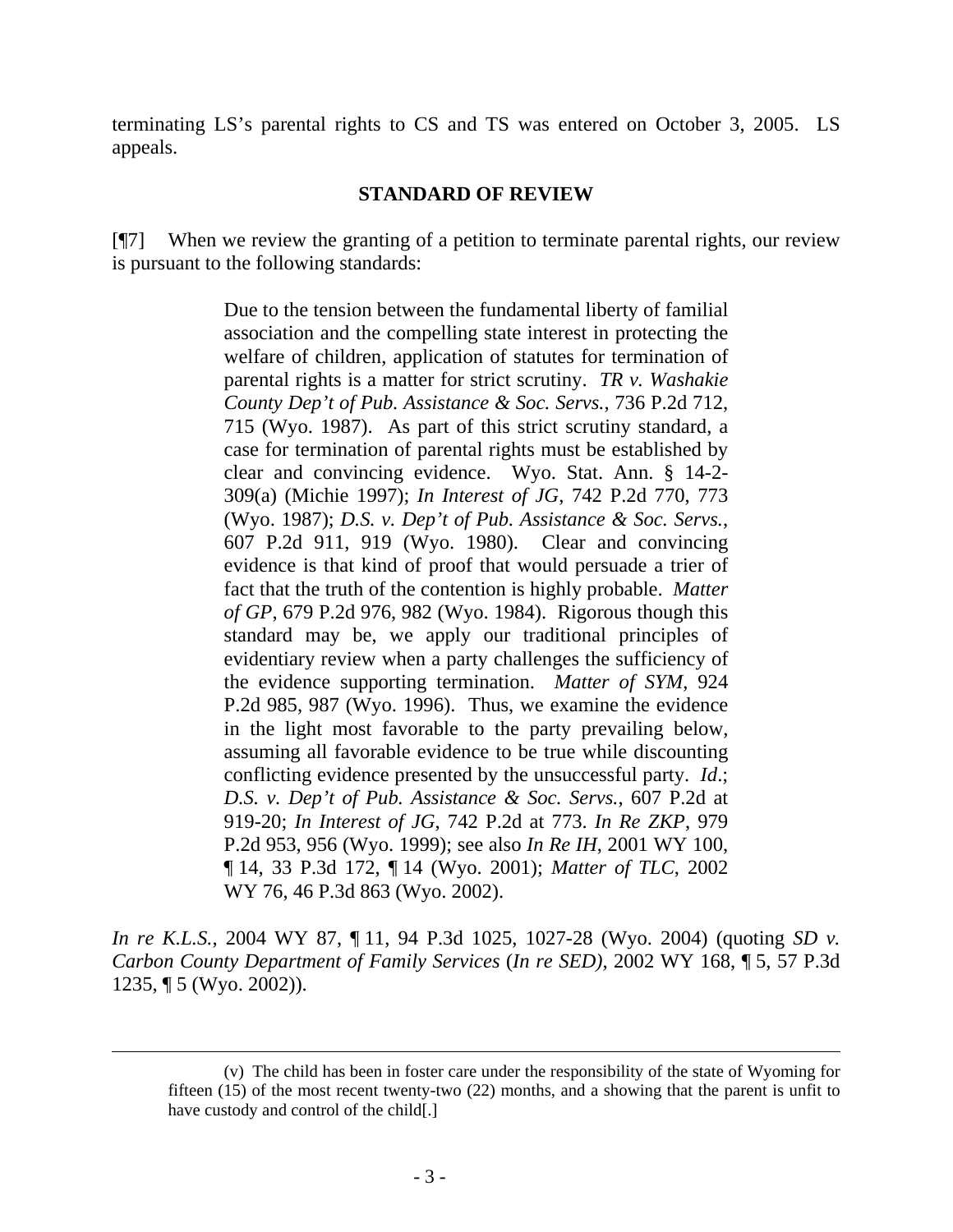terminating LS's parental rights to CS and TS was entered on October 3, 2005. LS appeals.

## STANDARD OF REVIEW

[¶7] When we review the granting of a petition to terminate parental rights, our review is pursuant to the following standards:

> Due to the tension between the fundamental liberty of familial association and the compelling state interest in protecting the welfare of children, application of statutes for termination of parental rights is a matter for strict scrutiny. *TR v. Washakie County Dep't of Pub. Assistance & Soc. Servs.*, 736 P.2d 712, 715 (Wyo. 1987). As part of this strict scrutiny standard, a case for termination of parental rights must be established by clear and convincing evidence. Wyo. Stat. Ann. § 14-2-309(a) (Michie 1997); *In Interest of JG*, 742 P.2d 770, 773 (Wyo. 1987); *D.S. v. Dep't of Pub. Assistance & Soc. Servs.*, 607 P.2d 911, 919 (Wyo. 1980). Clear and convincing evidence is that kind of proof that would persuade a trier of fact that the truth of the contention is highly probable. *Matter of GP*, 679 P.2d 976, 982 (Wyo. 1984). Rigorous though this standard may be, we apply our traditional principles of evidentiary review when a party challenges the sufficiency of the evidence supporting termination. *Matter of SYM*, 924 P.2d 985, 987 (Wyo. 1996). Thus, we examine the evidence in the light most favorable to the party prevailing below, assuming all favorable evidence to be true while discounting conflicting evidence presented by the unsuccessful party. *Id*.; *D.S. v. Dep't of Pub. Assistance & Soc. Servs.*, 607 P.2d at 919-20; *In Interest of JG*, 742 P.2d at 773. *In Re ZKP*, 979 P.2d 953, 956 (Wyo. 1999); see also *In Re IH*, 2001 WY 100, ¶ 14, 33 P.3d 172, ¶ 14 (Wyo. 2001); *Matter of TLC*, 2002 WY 76, 46 P.3d 863 (Wyo. 2002).

*In re K.L.S.*, 2004 WY 87, ¶ 11, 94 P.3d 1025, 1027-28 (Wyo. 2004) (quoting *SD v. Carbon County Department of Family Services* (*In re SED)*, 2002 WY 168, ¶ 5, 57 P.3d 1235, ¶ 5 (Wyo. 2002)).

---

(v) The child has been in foster care under the responsibility of the state of Wyoming for fifteen (15) of the most recent twenty-two (22) months, and a showing that the parent is unfit to have custody and control of the child[.]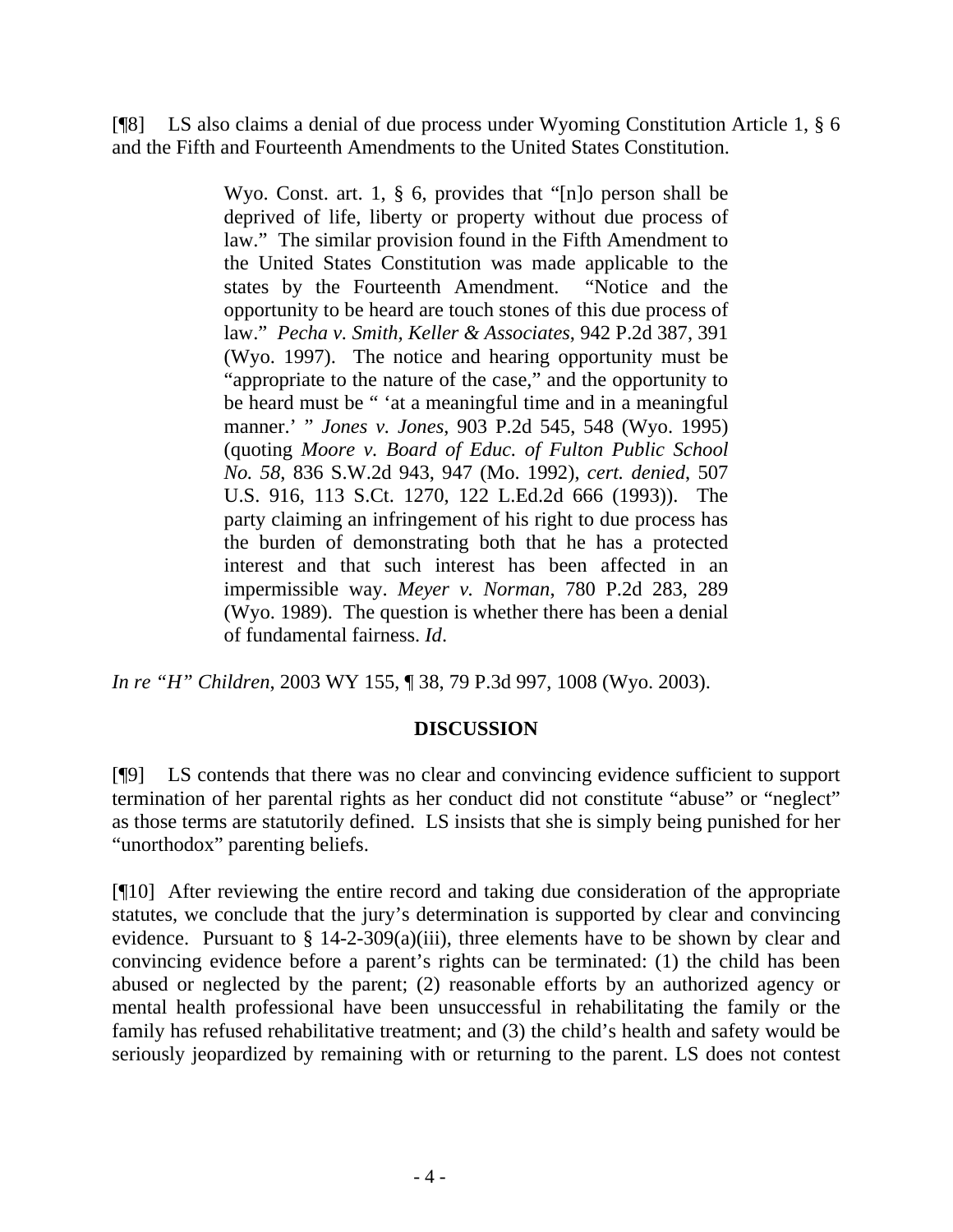[¶8] LS also claims a denial of due process under Wyoming Constitution Article 1, § 6 and the Fifth and Fourteenth Amendments to the United States Constitution.

> Wyo. Const. art. 1, § 6, provides that "[n]o person shall be deprived of life, liberty or property without due process of law." The similar provision found in the Fifth Amendment to the United States Constitution was made applicable to the states by the Fourteenth Amendment. "Notice and the opportunity to be heard are touch stones of this due process of law." *Pecha v. Smith, Keller & Associates*, 942 P.2d 387, 391 (Wyo. 1997). The notice and hearing opportunity must be "appropriate to the nature of the case," and the opportunity to be heard must be " 'at a meaningful time and in a meaningful manner.' " *Jones v. Jones*, 903 P.2d 545, 548 (Wyo. 1995) (quoting *Moore v. Board of Educ. of Fulton Public School No. 58*, 836 S.W.2d 943, 947 (Mo. 1992), *cert. denied*, 507 U.S. 916, 113 S.Ct. 1270, 122 L.Ed.2d 666 (1993)). The party claiming an infringement of his right to due process has the burden of demonstrating both that he has a protected interest and that such interest has been affected in an impermissible way. *Meyer v. Norman*, 780 P.2d 283, 289 (Wyo. 1989). The question is whether there has been a denial of fundamental fairness. *Id*.

*In re "H" Children*, 2003 WY 155, ¶ 38, 79 P.3d 997, 1008 (Wyo. 2003).

## DISCUSSION

[¶9] LS contends that there was no clear and convincing evidence sufficient to support termination of her parental rights as her conduct did not constitute "abuse" or "neglect" as those terms are statutorily defined. LS insists that she is simply being punished for her "unorthodox" parenting beliefs.

[¶10] After reviewing the entire record and taking due consideration of the appropriate statutes, we conclude that the jury's determination is supported by clear and convincing evidence. Pursuant to § 14-2-309(a)(iii), three elements have to be shown by clear and convincing evidence before a parent's rights can be terminated: (1) the child has been abused or neglected by the parent; (2) reasonable efforts by an authorized agency or mental health professional have been unsuccessful in rehabilitating the family or the family has refused rehabilitative treatment; and (3) the child's health and safety would be seriously jeopardized by remaining with or returning to the parent. LS does not contest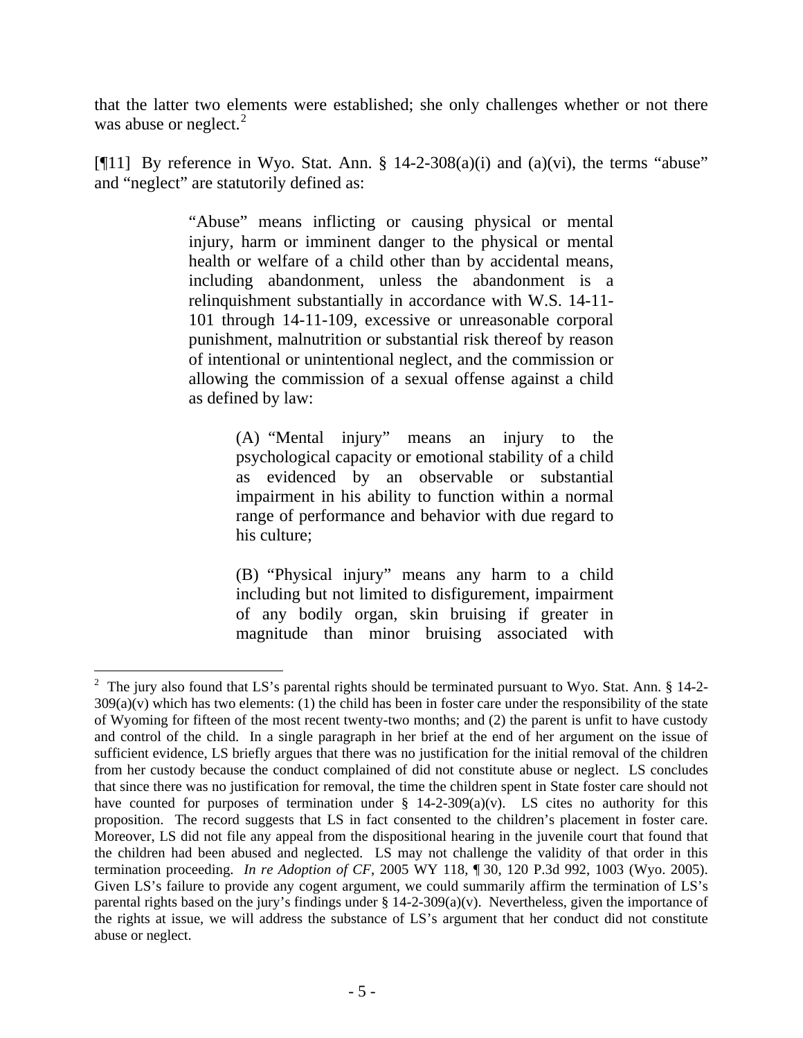that the latter two elements were established; she only challenges whether or not there was abuse or neglect.[2]

[¶11] By reference in Wyo. Stat. Ann. § 14-2-308(a)(i) and (a)(vi), the terms "abuse" and "neglect" are statutorily defined as:

> "Abuse" means inflicting or causing physical or mental injury, harm or imminent danger to the physical or mental health or welfare of a child other than by accidental means, including abandonment, unless the abandonment is a relinquishment substantially in accordance with W.S. 14-11-101 through 14-11-109, excessive or unreasonable corporal punishment, malnutrition or substantial risk thereof by reason of intentional or unintentional neglect, and the commission or allowing the commission of a sexual offense against a child as defined by law:
>
> > (A) "Mental injury" means an injury to the psychological capacity or emotional stability of a child as evidenced by an observable or substantial impairment in his ability to function within a normal range of performance and behavior with due regard to his culture;
> >
> > (B) "Physical injury" means any harm to a child including but not limited to disfigurement, impairment of any bodily organ, skin bruising if greater in magnitude than minor bruising associated with

[2] The jury also found that LS's parental rights should be terminated pursuant to Wyo. Stat. Ann. § 14-2-309(a)(v) which has two elements: (1) the child has been in foster care under the responsibility of the state of Wyoming for fifteen of the most recent twenty-two months; and (2) the parent is unfit to have custody and control of the child. In a single paragraph in her brief at the end of her argument on the issue of sufficient evidence, LS briefly argues that there was no justification for the initial removal of the children from her custody because the conduct complained of did not constitute abuse or neglect. LS concludes that since there was no justification for removal, the time the children spent in State foster care should not have counted for purposes of termination under § 14-2-309(a)(v). LS cites no authority for this proposition. The record suggests that LS in fact consented to the children's placement in foster care. Moreover, LS did not file any appeal from the dispositional hearing in the juvenile court that found that the children had been abused and neglected. LS may not challenge the validity of that order in this termination proceeding. *In re Adoption of CF*, 2005 WY 118, ¶ 30, 120 P.3d 992, 1003 (Wyo. 2005). Given LS's failure to provide any cogent argument, we could summarily affirm the termination of LS's parental rights based on the jury's findings under § 14-2-309(a)(v). Nevertheless, given the importance of the rights at issue, we will address the substance of LS's argument that her conduct did not constitute abuse or neglect.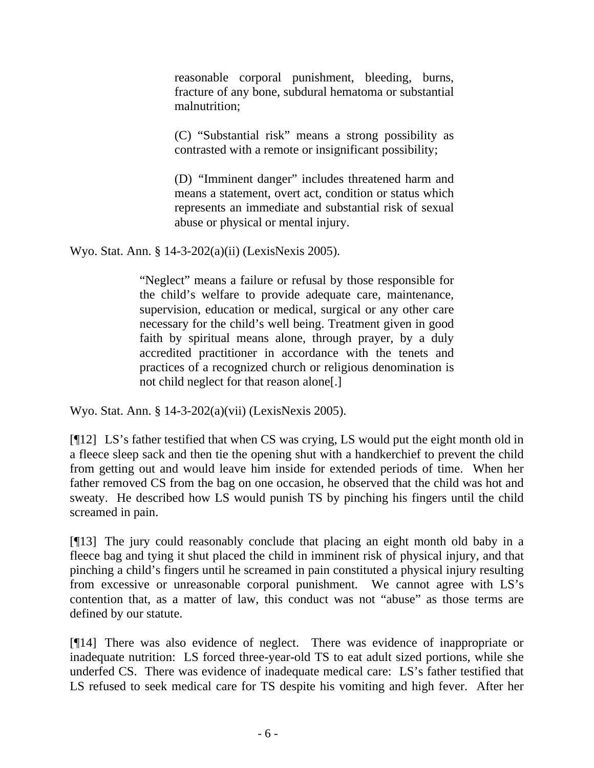> reasonable corporal punishment, bleeding, burns, fracture of any bone, subdural hematoma or substantial malnutrition;
>
> (C) "Substantial risk" means a strong possibility as contrasted with a remote or insignificant possibility;
>
> (D) "Imminent danger" includes threatened harm and means a statement, overt act, condition or status which represents an immediate and substantial risk of sexual abuse or physical or mental injury.

Wyo. Stat. Ann. § 14-3-202(a)(ii) (LexisNexis 2005).

> "Neglect" means a failure or refusal by those responsible for the child's welfare to provide adequate care, maintenance, supervision, education or medical, surgical or any other care necessary for the child's well being. Treatment given in good faith by spiritual means alone, through prayer, by a duly accredited practitioner in accordance with the tenets and practices of a recognized church or religious denomination is not child neglect for that reason alone[.]

Wyo. Stat. Ann. § 14-3-202(a)(vii) (LexisNexis 2005).

[¶12] LS's father testified that when CS was crying, LS would put the eight month old in a fleece sleep sack and then tie the opening shut with a handkerchief to prevent the child from getting out and would leave him inside for extended periods of time. When her father removed CS from the bag on one occasion, he observed that the child was hot and sweaty. He described how LS would punish TS by pinching his fingers until the child screamed in pain.

[¶13] The jury could reasonably conclude that placing an eight month old baby in a fleece bag and tying it shut placed the child in imminent risk of physical injury, and that pinching a child's fingers until he screamed in pain constituted a physical injury resulting from excessive or unreasonable corporal punishment. We cannot agree with LS's contention that, as a matter of law, this conduct was not "abuse" as those terms are defined by our statute.

[¶14] There was also evidence of neglect. There was evidence of inappropriate or inadequate nutrition: LS forced three-year-old TS to eat adult sized portions, while she underfed CS. There was evidence of inadequate medical care: LS's father testified that LS refused to seek medical care for TS despite his vomiting and high fever. After her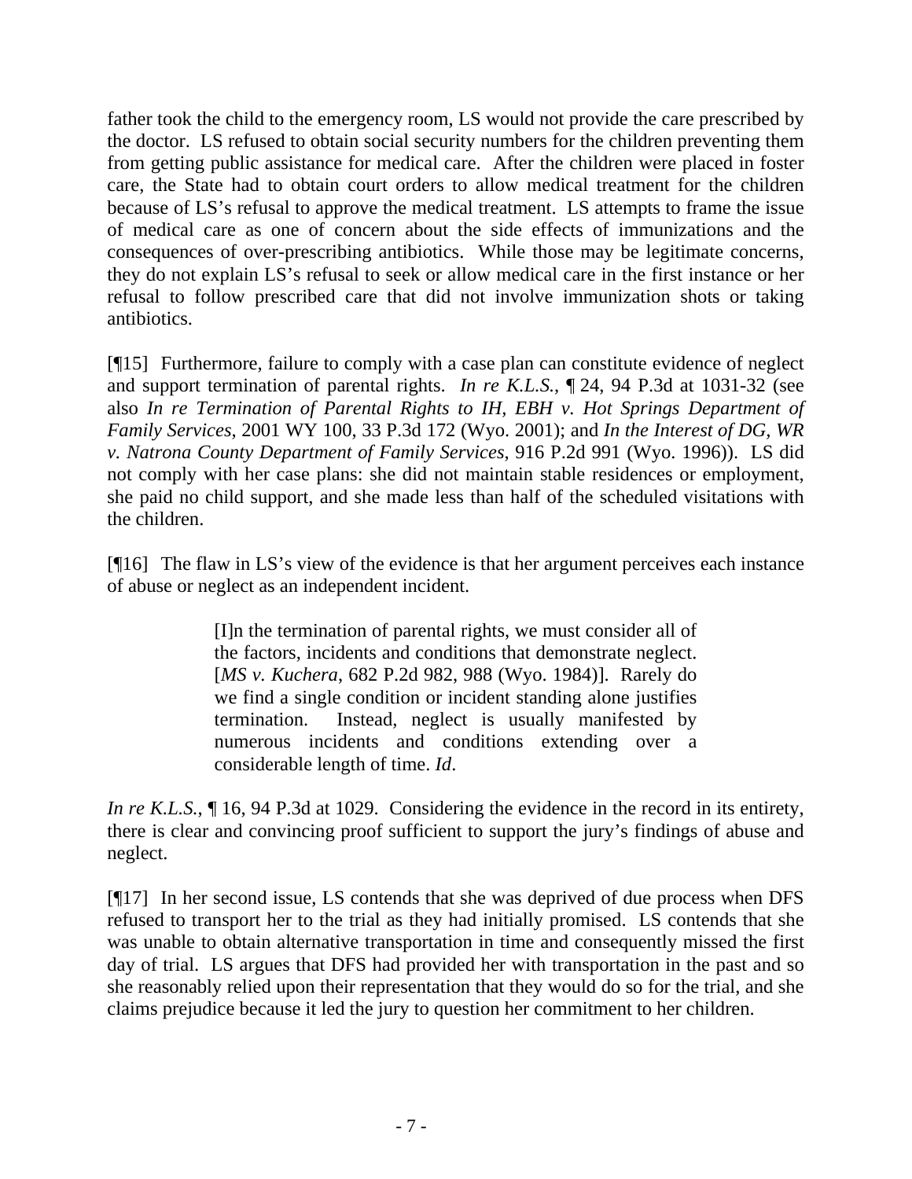father took the child to the emergency room, LS would not provide the care prescribed by the doctor. LS refused to obtain social security numbers for the children preventing them from getting public assistance for medical care. After the children were placed in foster care, the State had to obtain court orders to allow medical treatment for the children because of LS's refusal to approve the medical treatment. LS attempts to frame the issue of medical care as one of concern about the side effects of immunizations and the consequences of over-prescribing antibiotics. While those may be legitimate concerns, they do not explain LS's refusal to seek or allow medical care in the first instance or her refusal to follow prescribed care that did not involve immunization shots or taking antibiotics.

[¶15] Furthermore, failure to comply with a case plan can constitute evidence of neglect and support termination of parental rights. *In re K.L.S.*, ¶ 24, 94 P.3d at 1031-32 (see also *In re Termination of Parental Rights to IH, EBH v. Hot Springs Department of Family Services*, 2001 WY 100, 33 P.3d 172 (Wyo. 2001); and *In the Interest of DG, WR v. Natrona County Department of Family Services*, 916 P.2d 991 (Wyo. 1996)). LS did not comply with her case plans: she did not maintain stable residences or employment, she paid no child support, and she made less than half of the scheduled visitations with the children.

[¶16] The flaw in LS's view of the evidence is that her argument perceives each instance of abuse or neglect as an independent incident.

> [I]n the termination of parental rights, we must consider all of the factors, incidents and conditions that demonstrate neglect. [*MS v. Kuchera*, 682 P.2d 982, 988 (Wyo. 1984)]. Rarely do we find a single condition or incident standing alone justifies termination. Instead, neglect is usually manifested by numerous incidents and conditions extending over a considerable length of time. *Id*.

*In re K.L.S.*, ¶ 16, 94 P.3d at 1029. Considering the evidence in the record in its entirety, there is clear and convincing proof sufficient to support the jury's findings of abuse and neglect.

[¶17] In her second issue, LS contends that she was deprived of due process when DFS refused to transport her to the trial as they had initially promised. LS contends that she was unable to obtain alternative transportation in time and consequently missed the first day of trial. LS argues that DFS had provided her with transportation in the past and so she reasonably relied upon their representation that they would do so for the trial, and she claims prejudice because it led the jury to question her commitment to her children.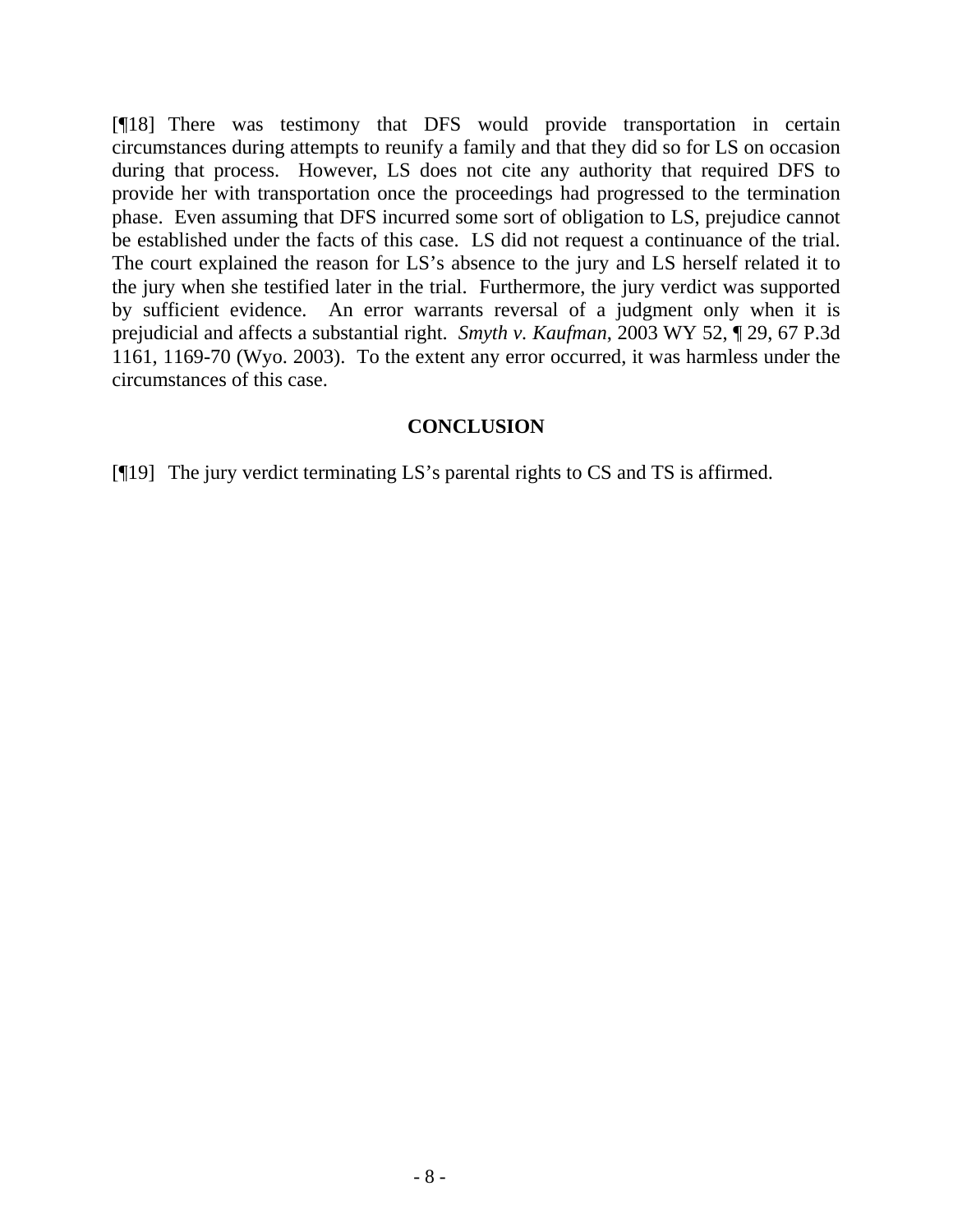[¶18] There was testimony that DFS would provide transportation in certain circumstances during attempts to reunify a family and that they did so for LS on occasion during that process. However, LS does not cite any authority that required DFS to provide her with transportation once the proceedings had progressed to the termination phase. Even assuming that DFS incurred some sort of obligation to LS, prejudice cannot be established under the facts of this case. LS did not request a continuance of the trial. The court explained the reason for LS's absence to the jury and LS herself related it to the jury when she testified later in the trial. Furthermore, the jury verdict was supported by sufficient evidence. An error warrants reversal of a judgment only when it is prejudicial and affects a substantial right. *Smyth v. Kaufman*, 2003 WY 52, ¶ 29, 67 P.3d 1161, 1169-70 (Wyo. 2003). To the extent any error occurred, it was harmless under the circumstances of this case.

## CONCLUSION

[¶19] The jury verdict terminating LS's parental rights to CS and TS is affirmed.